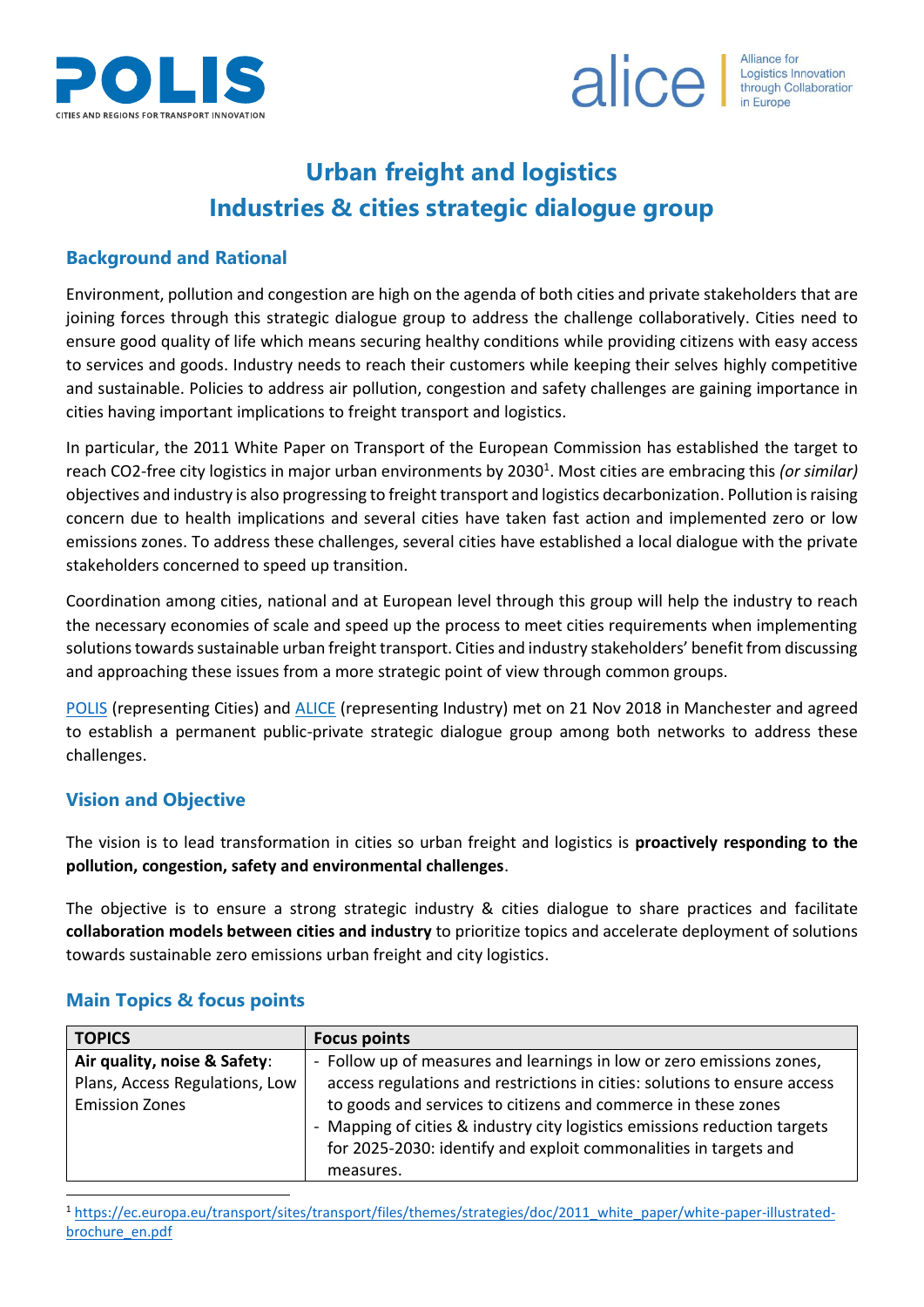# Urban freight and logistics
# Industries & cities strategic dialogue group

## Background and Rational

Environment, pollution and congestion are high on the agenda of both cities and private stakeholders that are joining forces through this strategic dialogue group to address the challenge collaboratively. Cities need to ensure good quality of life which means securing healthy conditions while providing citizens with easy access to services and goods. Industry needs to reach their customers while keeping their selves highly competitive and sustainable. Policies to address air pollution, congestion and safety challenges are gaining importance in cities having important implications to freight transport and logistics.

In particular, the 2011 White Paper on Transport of the European Commission has established the target to reach CO2-free city logistics in major urban environments by 2030[1]. Most cities are embracing this *(or similar)* objectives and industry is also progressing to freight transport and logistics decarbonization. Pollution is raising concern due to health implications and several cities have taken fast action and implemented zero or low emissions zones. To address these challenges, several cities have established a local dialogue with the private stakeholders concerned to speed up transition.

Coordination among cities, national and at European level through this group will help the industry to reach the necessary economies of scale and speed up the process to meet cities requirements when implementing solutions towards sustainable urban freight transport. Cities and industry stakeholders' benefit from discussing and approaching these issues from a more strategic point of view through common groups.

[POLIS](POLIS) (representing Cities) and [ALICE](ALICE) (representing Industry) met on 21 Nov 2018 in Manchester and agreed to establish a permanent public-private strategic dialogue group among both networks to address these challenges.

## Vision and Objective

The vision is to lead transformation in cities so urban freight and logistics is **proactively responding to the pollution, congestion, safety and environmental challenges**.

The objective is to ensure a strong strategic industry & cities dialogue to share practices and facilitate **collaboration models between cities and industry** to prioritize topics and accelerate deployment of solutions towards sustainable zero emissions urban freight and city logistics.

## Main Topics & focus points

| TOPICS | Focus points |
|---|---|
| **Air quality, noise & Safety**: Plans, Access Regulations, Low Emission Zones | - Follow up of measures and learnings in low or zero emissions zones, access regulations and restrictions in cities: solutions to ensure access to goods and services to citizens and commerce in these zones<br>- Mapping of cities & industry city logistics emissions reduction targets for 2025-2030: identify and exploit commonalities in targets and measures. |

[1] https://ec.europa.eu/transport/sites/transport/files/themes/strategies/doc/2011_white_paper/white-paper-illustrated-brochure_en.pdf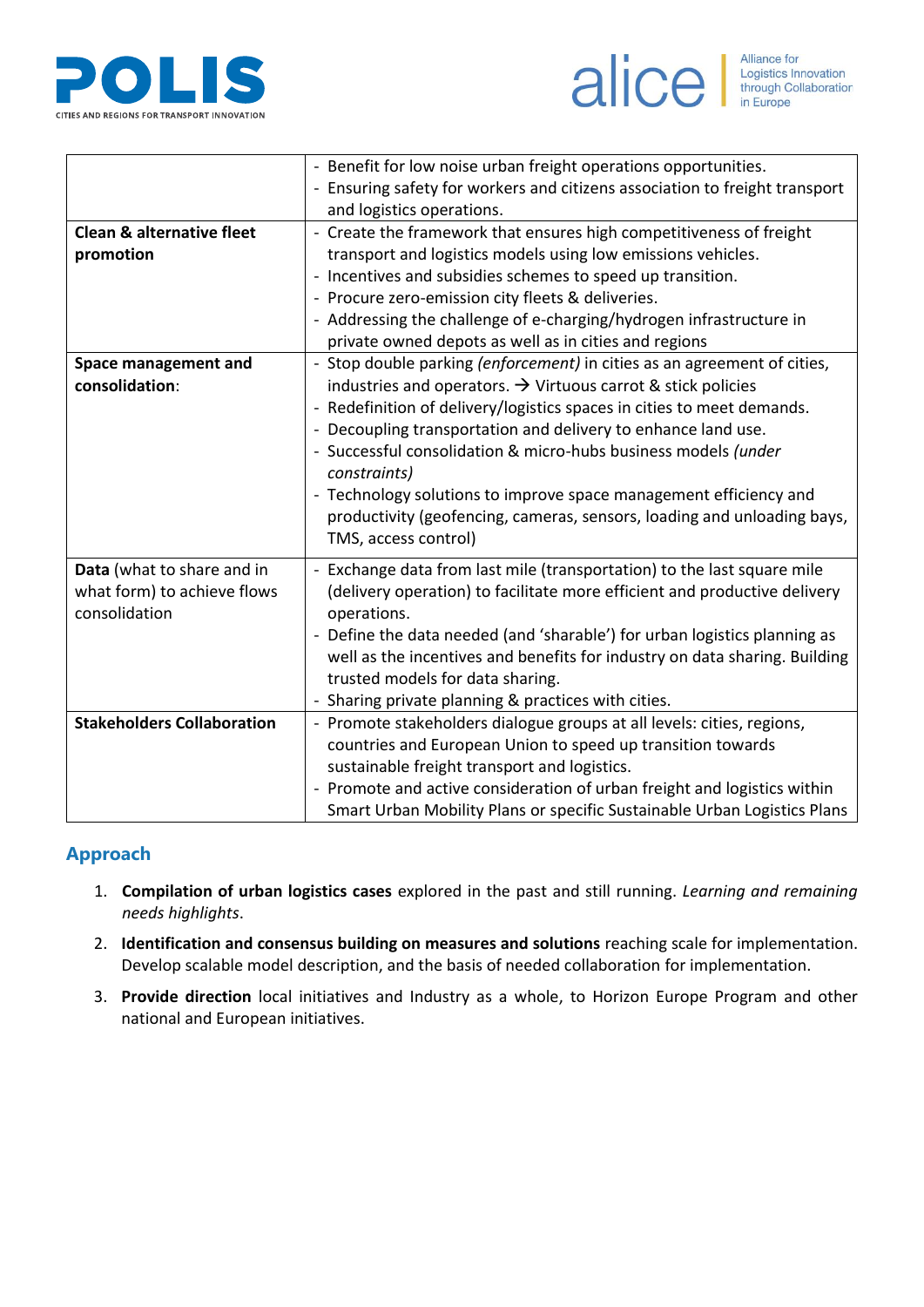| | |
|---|---|
| | - Benefit for low noise urban freight operations opportunities.<br>- Ensuring safety for workers and citizens association to freight transport and logistics operations. |
| **Clean & alternative fleet promotion** | - Create the framework that ensures high competitiveness of freight transport and logistics models using low emissions vehicles.<br>- Incentives and subsidies schemes to speed up transition.<br>- Procure zero-emission city fleets & deliveries.<br>- Addressing the challenge of e-charging/hydrogen infrastructure in private owned depots as well as in cities and regions |
| **Space management and consolidation**: | - Stop double parking *(enforcement)* in cities as an agreement of cities, industries and operators. → Virtuous carrot & stick policies<br>- Redefinition of delivery/logistics spaces in cities to meet demands.<br>- Decoupling transportation and delivery to enhance land use.<br>- Successful consolidation & micro-hubs business models *(under constraints)*<br>- Technology solutions to improve space management efficiency and productivity (geofencing, cameras, sensors, loading and unloading bays, TMS, access control) |
| **Data** (what to share and in what form) to achieve flows consolidation | - Exchange data from last mile (transportation) to the last square mile (delivery operation) to facilitate more efficient and productive delivery operations.<br>- Define the data needed (and 'sharable') for urban logistics planning as well as the incentives and benefits for industry on data sharing. Building trusted models for data sharing.<br>- Sharing private planning & practices with cities. |
| **Stakeholders Collaboration** | - Promote stakeholders dialogue groups at all levels: cities, regions, countries and European Union to speed up transition towards sustainable freight transport and logistics.<br>- Promote and active consideration of urban freight and logistics within Smart Urban Mobility Plans or specific Sustainable Urban Logistics Plans |

## Approach

1. **Compilation of urban logistics cases** explored in the past and still running. *Learning and remaining needs highlights*.
2. **Identification and consensus building on measures and solutions** reaching scale for implementation. Develop scalable model description, and the basis of needed collaboration for implementation.
3. **Provide direction** local initiatives and Industry as a whole, to Horizon Europe Program and other national and European initiatives.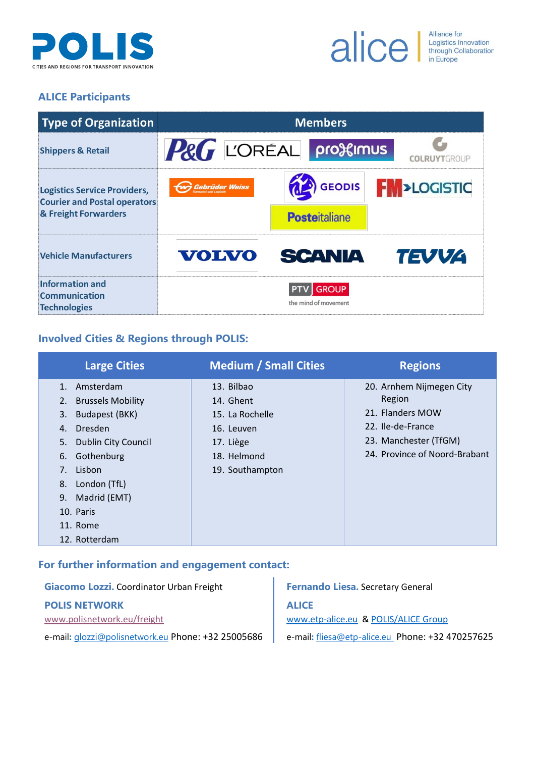## ALICE Participants

| Type of Organization | Members |
| --- | --- |
| Shippers & Retail | P&G, L'ORÉAL, proximus, COLRUYTGROUP |
| Logistics Service Providers, Courier and Postal operators & Freight Forwarders | Gebrüder Weiss, GEODIS, FM LOGISTIC, Posteitaliane |
| Vehicle Manufacturers | VOLVO, SCANIA, TEVVA |
| Information and Communication Technologies | PTV GROUP the mind of movement |

## Involved Cities & Regions through POLIS:

| Large Cities | Medium / Small Cities | Regions |
| --- | --- | --- |
| 1. Amsterdam<br>2. Brussels Mobility<br>3. Budapest (BKK)<br>4. Dresden<br>5. Dublin City Council<br>6. Gothenburg<br>7. Lisbon<br>8. London (TfL)<br>9. Madrid (EMT)<br>10. Paris<br>11. Rome<br>12. Rotterdam | 13. Bilbao<br>14. Ghent<br>15. La Rochelle<br>16. Leuven<br>17. Liège<br>18. Helmond<br>19. Southampton | 20. Arnhem Nijmegen City Region<br>21. Flanders MOW<br>22. Ile-de-France<br>23. Manchester (TfGM)<br>24. Province of Noord-Brabant |

## For further information and engagement contact:

**Giacomo Lozzi.** Coordinator Urban Freight

**POLIS NETWORK**

www.polisnetwork.eu/freight

e-mail: glozzi@polisnetwork.eu Phone: +32 25005686

**Fernando Liesa.** Secretary General

**ALICE**

www.etp-alice.eu & POLIS/ALICE Group

e-mail: fliesa@etp-alice.eu Phone: +32 470257625